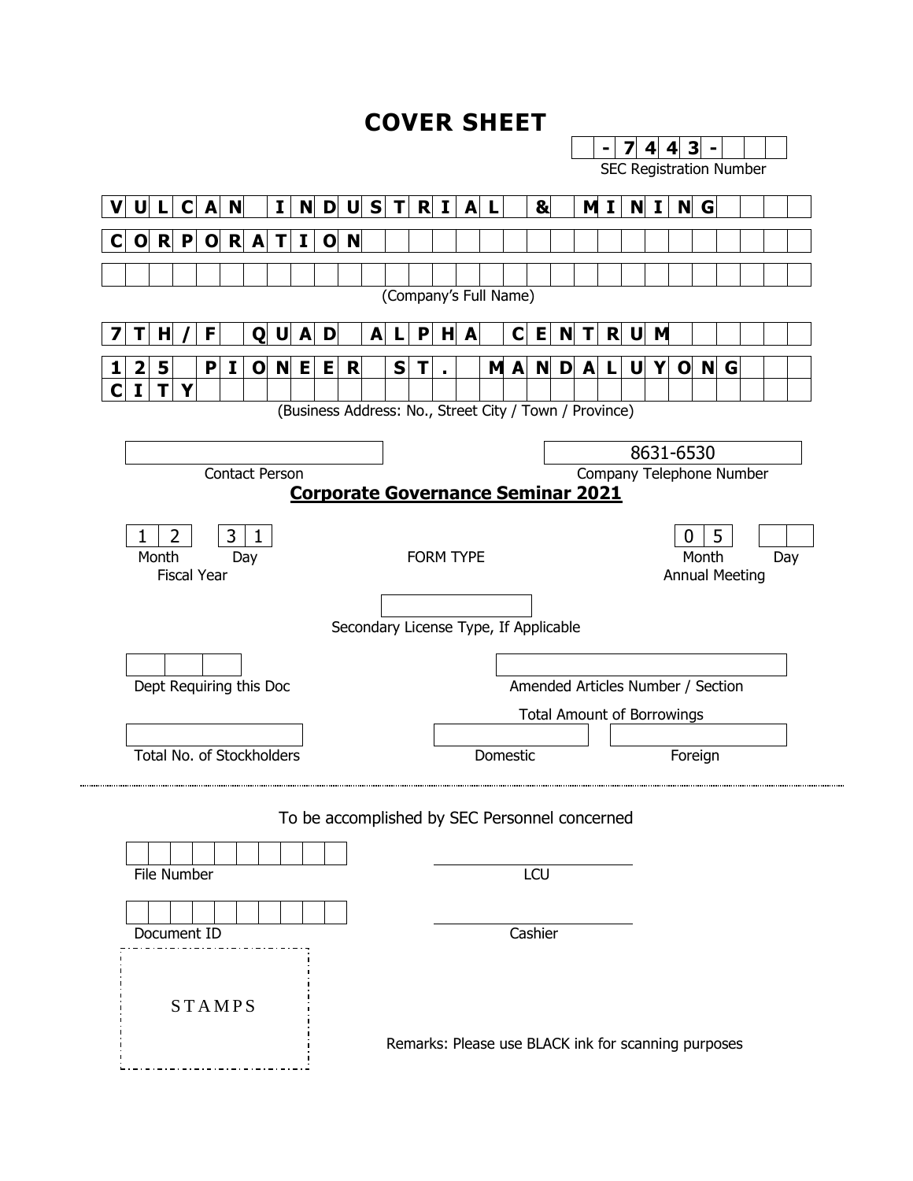# COVER SHEET

- 7 4 4 3 -

SEC Registration Number

**VULCAN INDUSTRIAL & MINING CORPORATION**

(Company's Full Name)

**7TH/F QUAD ALPHA CENTRUM**
**125 PIONEER ST. MANDALUYONG CITY**

(Business Address: No., Street City / Town / Province)

| | 8631-6530 |
|---|---|
| Contact Person | Company Telephone Number |

**Corporate Governance Seminar 2021**

| 1 2 | 3 1 | FORM TYPE | 0 5 | |
|---|---|---|---|---|
| Month | Day | | Month | Day |
| Fiscal Year | | | Annual Meeting | |

Secondary License Type, If Applicable

Dept Requiring this Doc

Amended Articles Number / Section

Total Amount of Borrowings

| Total No. of Stockholders | Domestic | Foreign |
|---|---|---|

---

To be accomplished by SEC Personnel concerned

File Number

LCU

Document ID

Cashier

STAMPS

Remarks: Please use BLACK ink for scanning purposes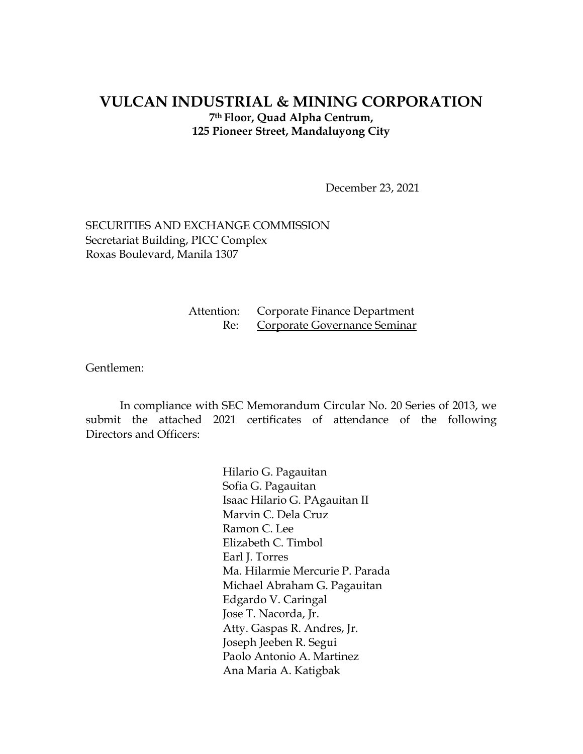# VULCAN INDUSTRIAL & MINING CORPORATION

**7th Floor, Quad Alpha Centrum,**
**125 Pioneer Street, Mandaluyong City**

December 23, 2021

SECURITIES AND EXCHANGE COMMISSION
Secretariat Building, PICC Complex
Roxas Boulevard, Manila 1307

Attention: Corporate Finance Department
Re: Corporate Governance Seminar

Gentlemen:

In compliance with SEC Memorandum Circular No. 20 Series of 2013, we submit the attached 2021 certificates of attendance of the following Directors and Officers:

Hilario G. Pagauitan
Sofia G. Pagauitan
Isaac Hilario G. PAgauitan II
Marvin C. Dela Cruz
Ramon C. Lee
Elizabeth C. Timbol
Earl J. Torres
Ma. Hilarmie Mercurie P. Parada
Michael Abraham G. Pagauitan
Edgardo V. Caringal
Jose T. Nacorda, Jr.
Atty. Gaspas R. Andres, Jr.
Joseph Jeeben R. Segui
Paolo Antonio A. Martinez
Ana Maria A. Katigbak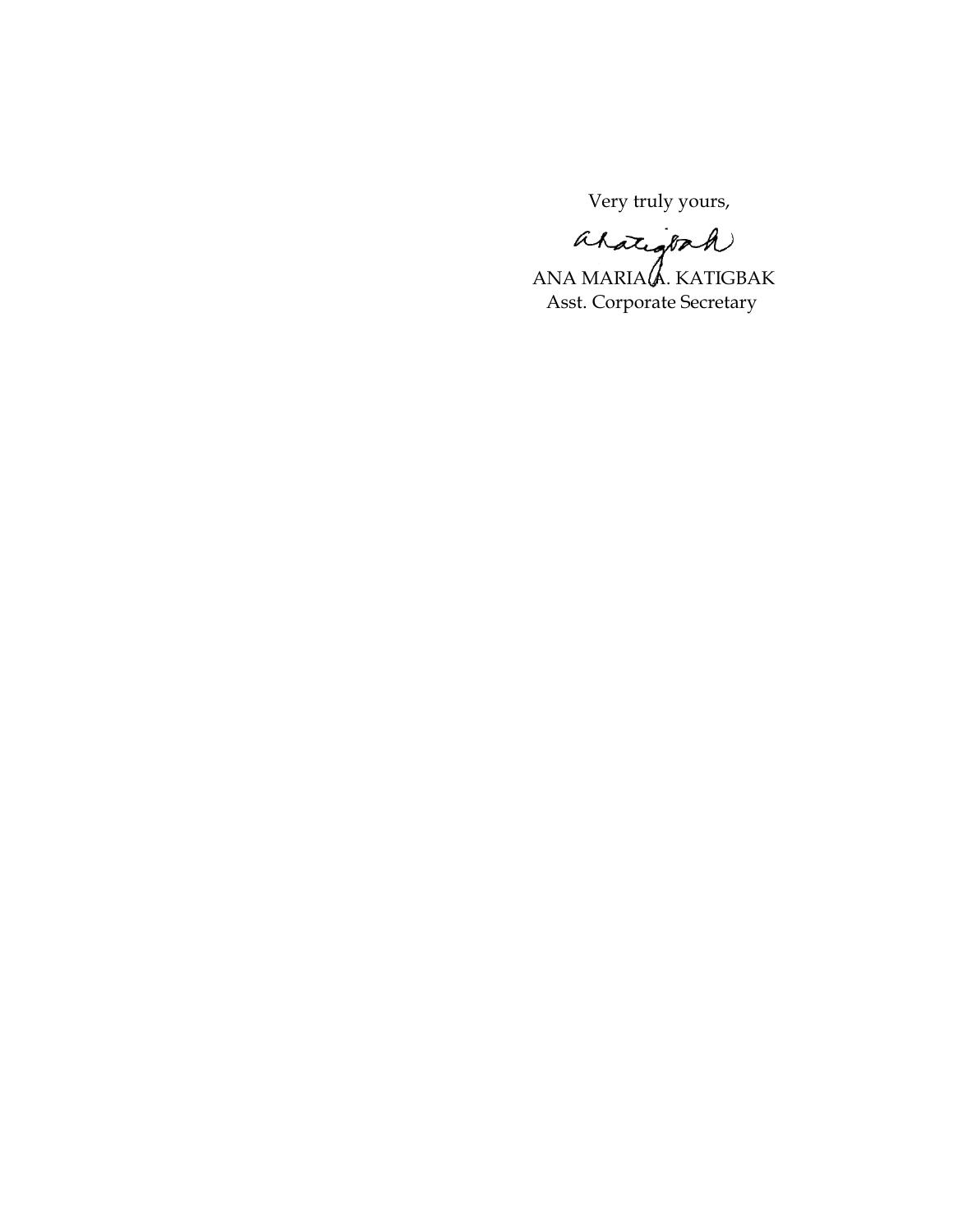Very truly yours,

ANA MARIA A. KATIGBAK
Asst. Corporate Secretary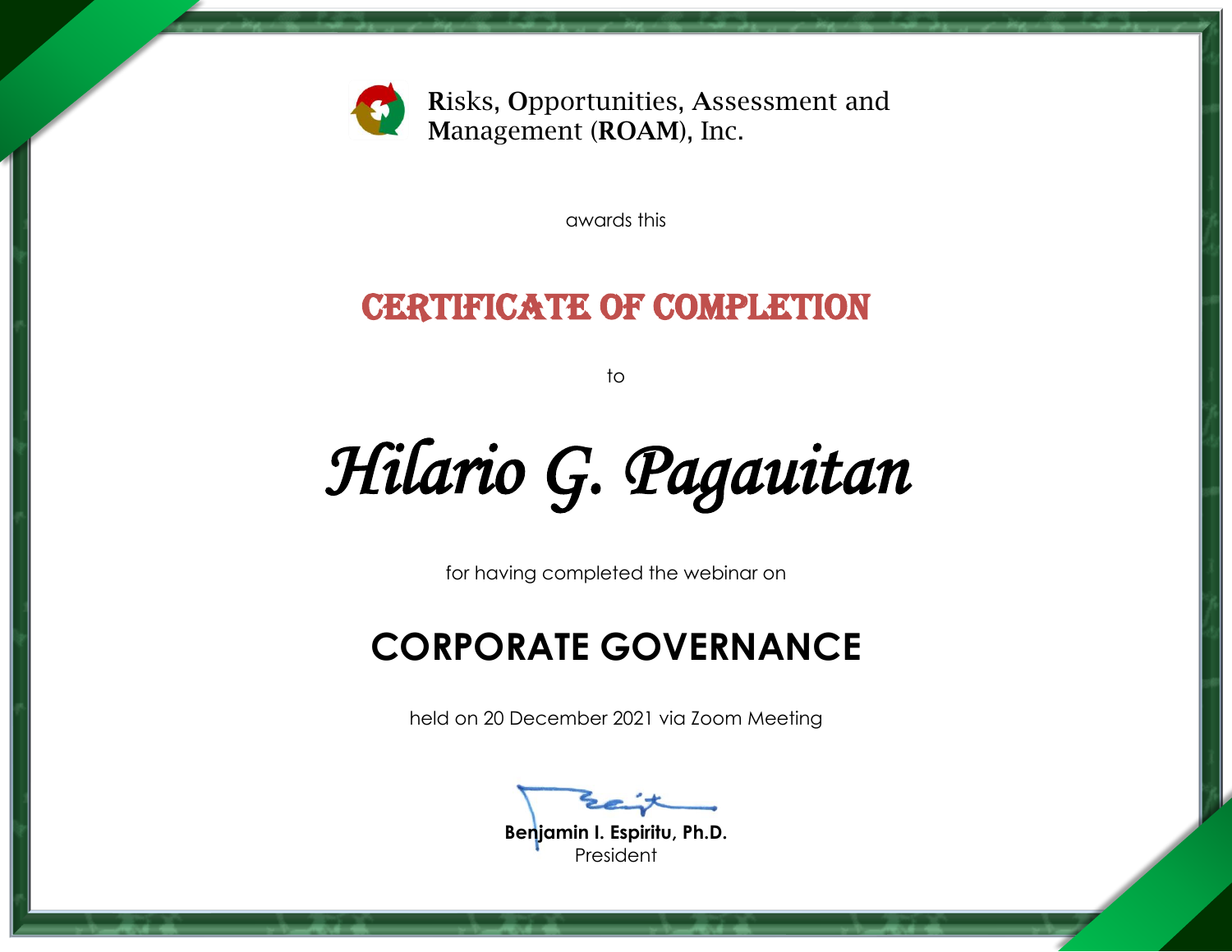Risks, Opportunities, Assessment and Management (ROAM), Inc.

awards this

# CERTIFICATE OF COMPLETION

to

## *Hilario G. Pagauitan*

for having completed the webinar on

## CORPORATE GOVERNANCE

held on 20 December 2021 via Zoom Meeting

**Benjamin I. Espiritu, Ph.D.**
President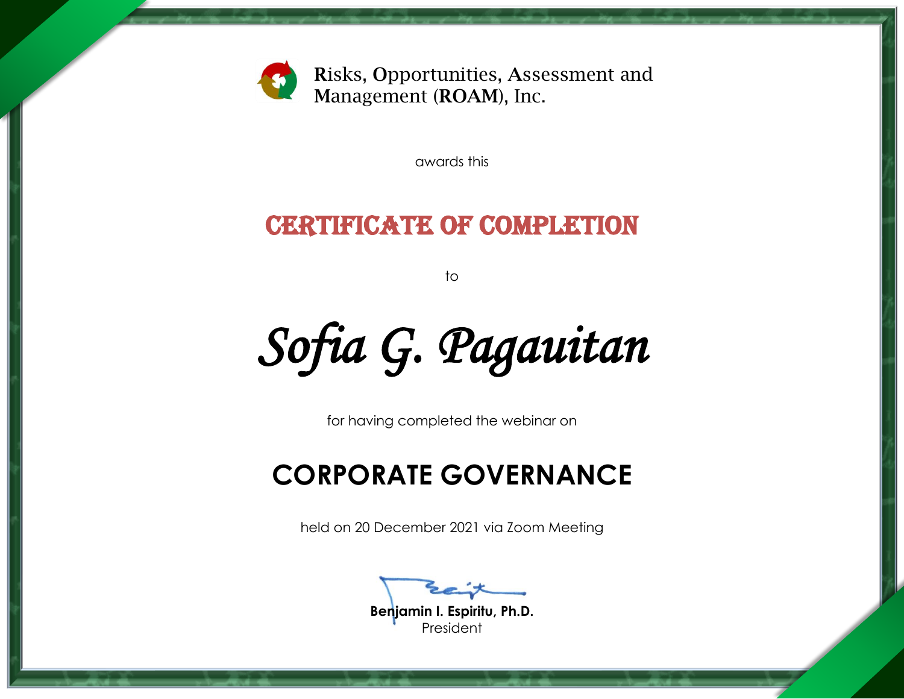Risks, Opportunities, Assessment and Management (**ROAM**), Inc.

awards this

# CERTIFICATE OF COMPLETION

to

*Sofia G. Pagauitan*

for having completed the webinar on

## CORPORATE GOVERNANCE

held on 20 December 2021 via Zoom Meeting

**Benjamin I. Espiritu, Ph.D.**
President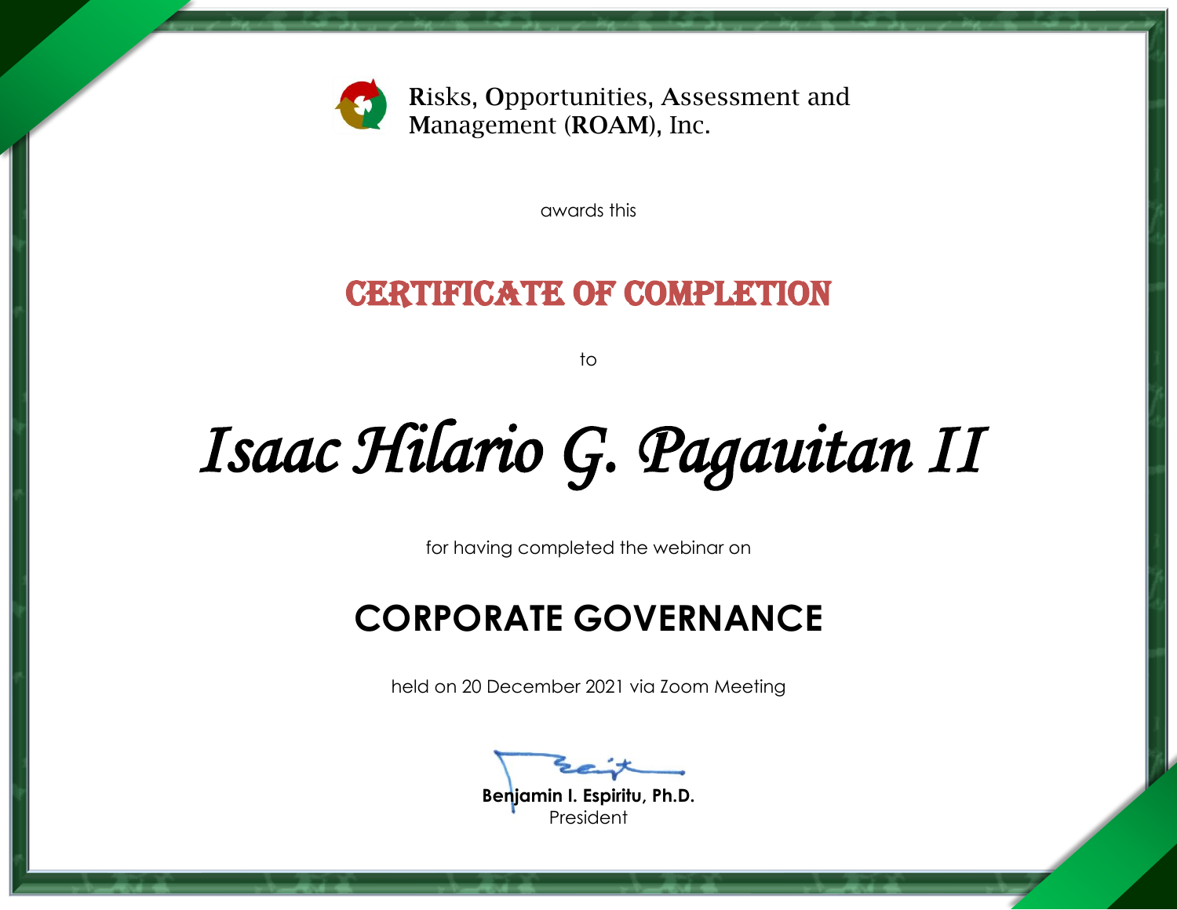Risks, Opportunities, Assessment and Management (ROAM), Inc.

awards this

# CERTIFICATE OF COMPLETION

to

## *Isaac Hilario G. Pagauitan II*

for having completed the webinar on

## CORPORATE GOVERNANCE

held on 20 December 2021 via Zoom Meeting

**Benjamin I. Espiritu, Ph.D.**
President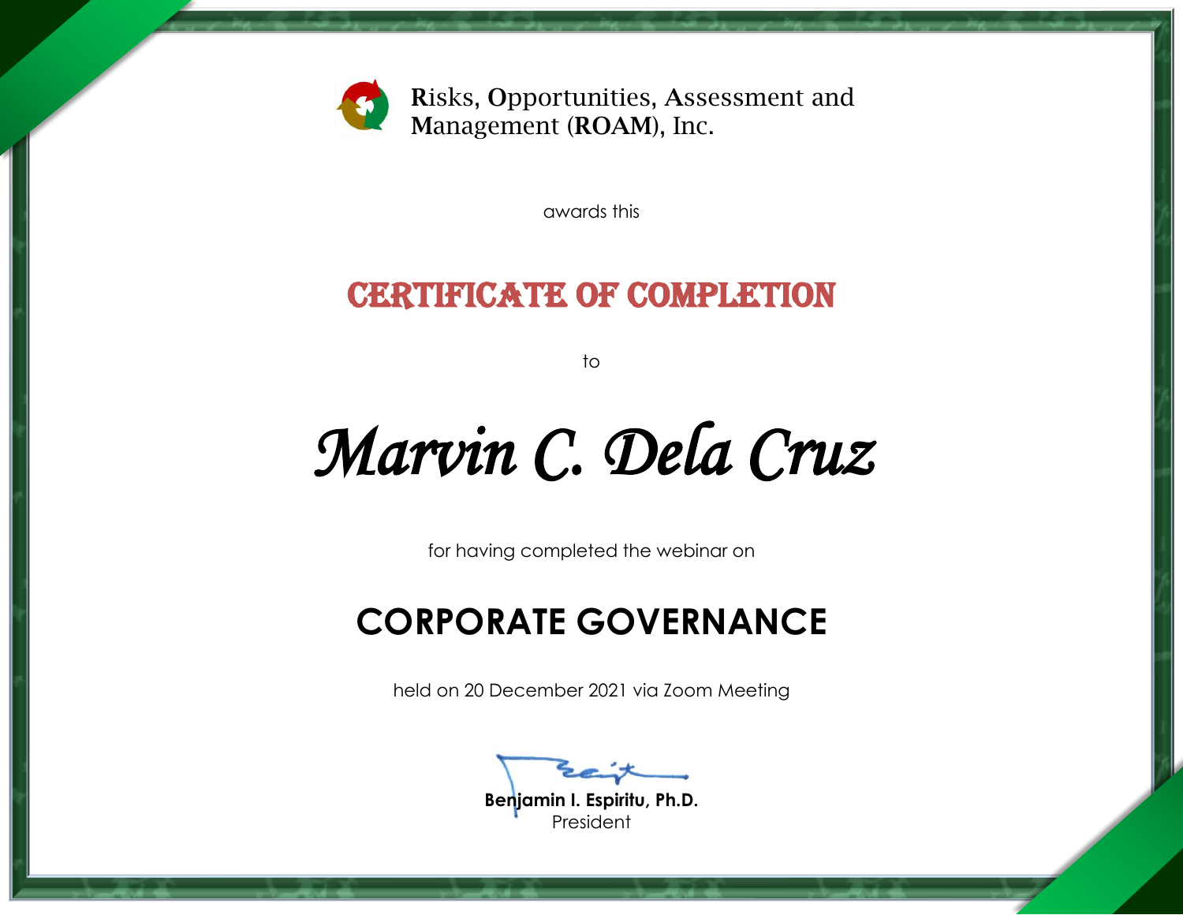Risks, Opportunities, Assessment and Management (ROAM), Inc.

awards this

# CERTIFICATE OF COMPLETION

to

## *Marvin C. Dela Cruz*

for having completed the webinar on

## CORPORATE GOVERNANCE

held on 20 December 2021 via Zoom Meeting

**Benjamin I. Espiritu, Ph.D.**
President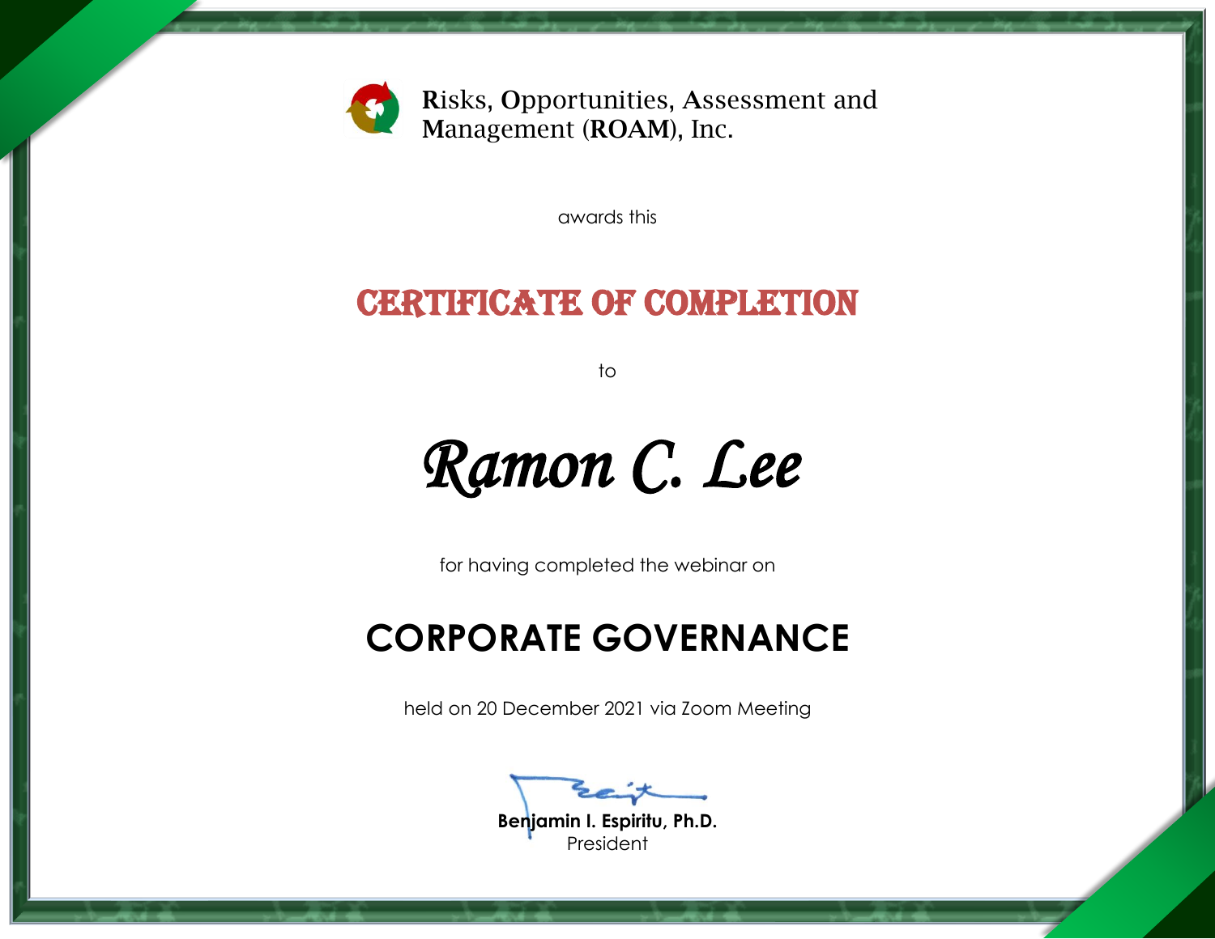Risks, Opportunities, Assessment and Management (ROAM), Inc.

awards this

# CERTIFICATE OF COMPLETION

to

## *Ramon C. Lee*

for having completed the webinar on

## CORPORATE GOVERNANCE

held on 20 December 2021 via Zoom Meeting

**Benjamin I. Espiritu, Ph.D.**
President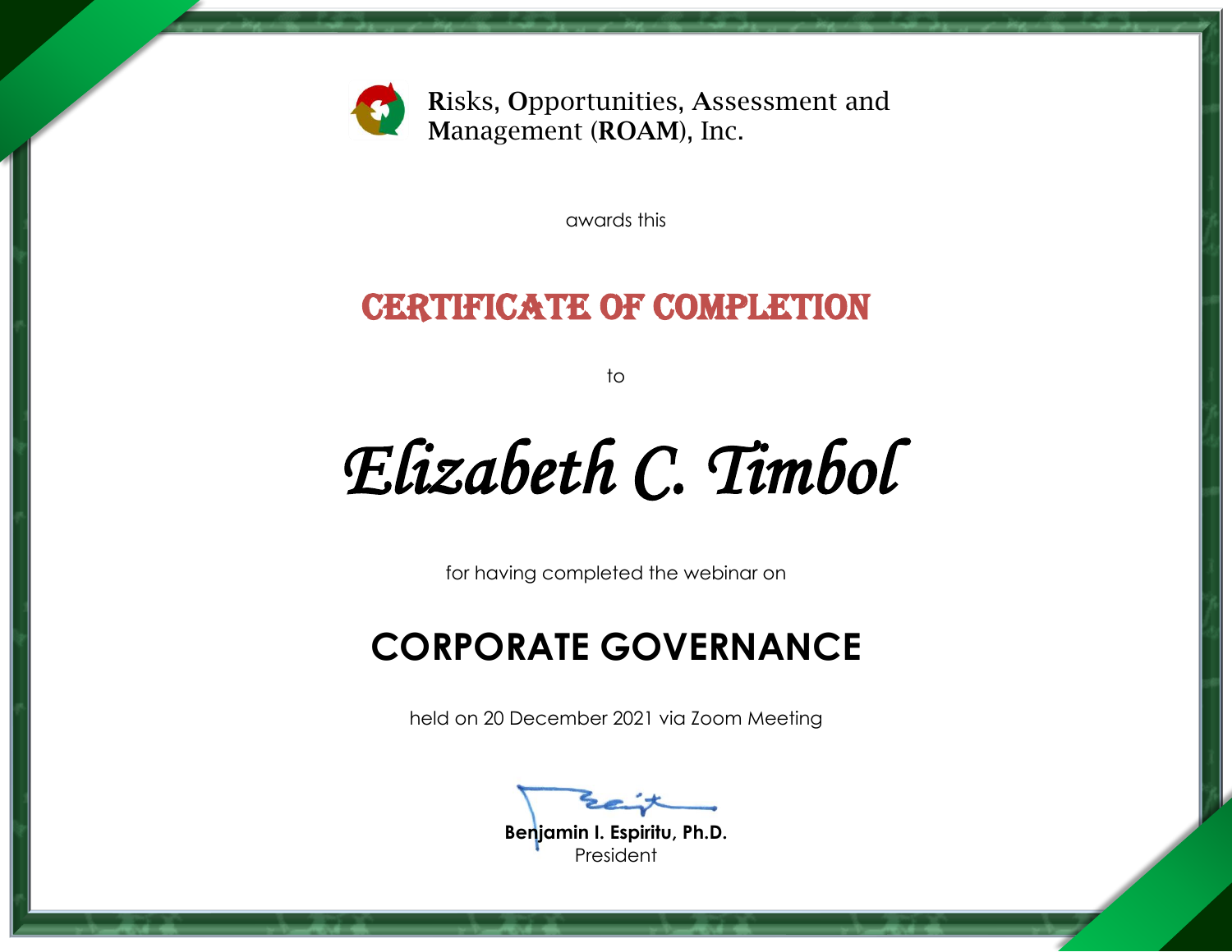Risks, Opportunities, Assessment and Management (ROAM), Inc.

awards this

# CERTIFICATE OF COMPLETION

to

# *Elizabeth C. Timbol*

for having completed the webinar on

## CORPORATE GOVERNANCE

held on 20 December 2021 via Zoom Meeting

**Benjamin I. Espiritu, Ph.D.**
President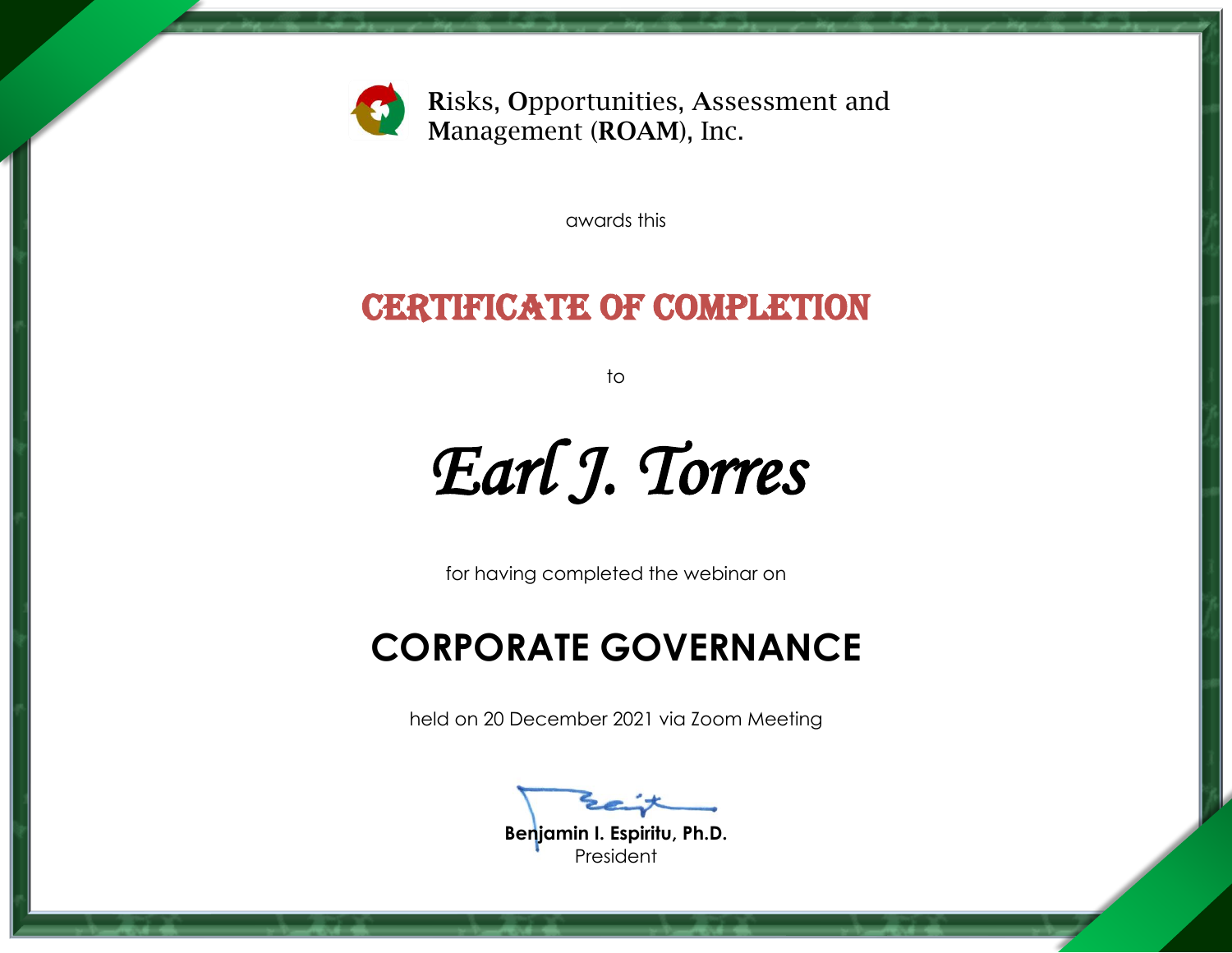Risks, Opportunities, Assessment and Management (ROAM), Inc.

awards this

# CERTIFICATE OF COMPLETION

to

## *Earl J. Torres*

for having completed the webinar on

## CORPORATE GOVERNANCE

held on 20 December 2021 via Zoom Meeting

**Benjamin I. Espiritu, Ph.D.**
President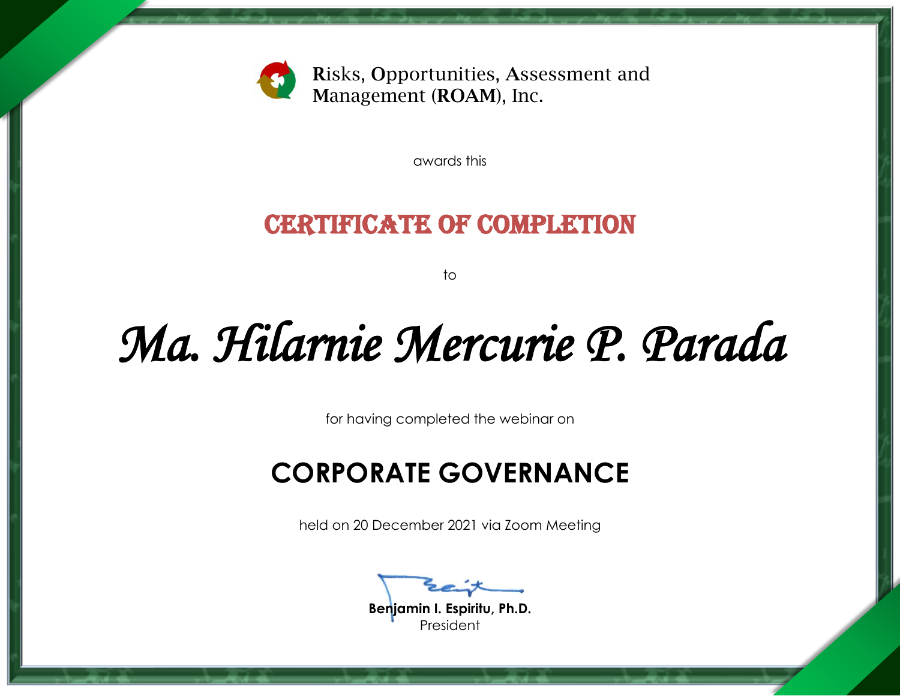Risks, Opportunities, Assessment and Management (ROAM), Inc.

awards this

# CERTIFICATE OF COMPLETION

to

# *Ma. Hilarnie Mercurie P. Parada*

for having completed the webinar on

## CORPORATE GOVERNANCE

held on 20 December 2021 via Zoom Meeting

**Benjamin I. Espiritu, Ph.D.**
President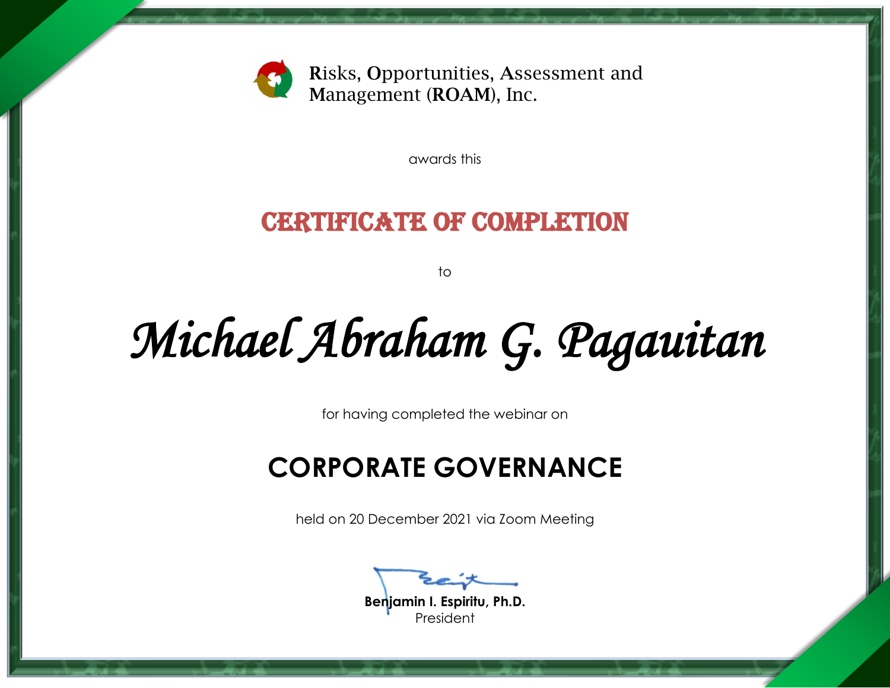Risks, Opportunities, Assessment and Management (ROAM), Inc.

awards this

# CERTIFICATE OF COMPLETION

to

## *Michael Abraham G. Pagauitan*

for having completed the webinar on

## CORPORATE GOVERNANCE

held on 20 December 2021 via Zoom Meeting

**Benjamin I. Espiritu, Ph.D.**
President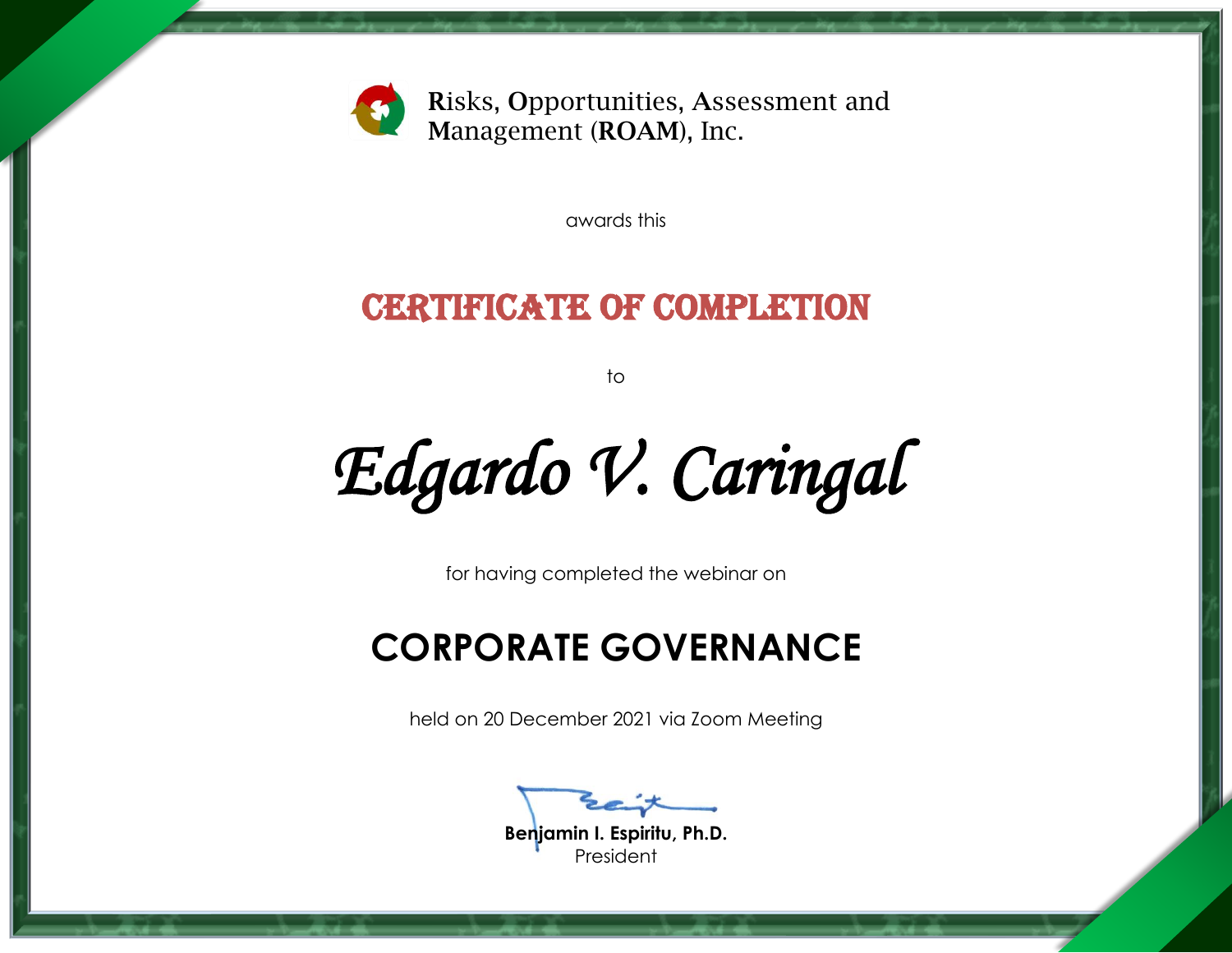Risks, Opportunities, Assessment and Management (ROAM), Inc.

awards this

# CERTIFICATE OF COMPLETION

to

*Edgardo V. Caringal*

for having completed the webinar on

## CORPORATE GOVERNANCE

held on 20 December 2021 via Zoom Meeting

**Benjamin I. Espiritu, Ph.D.**
President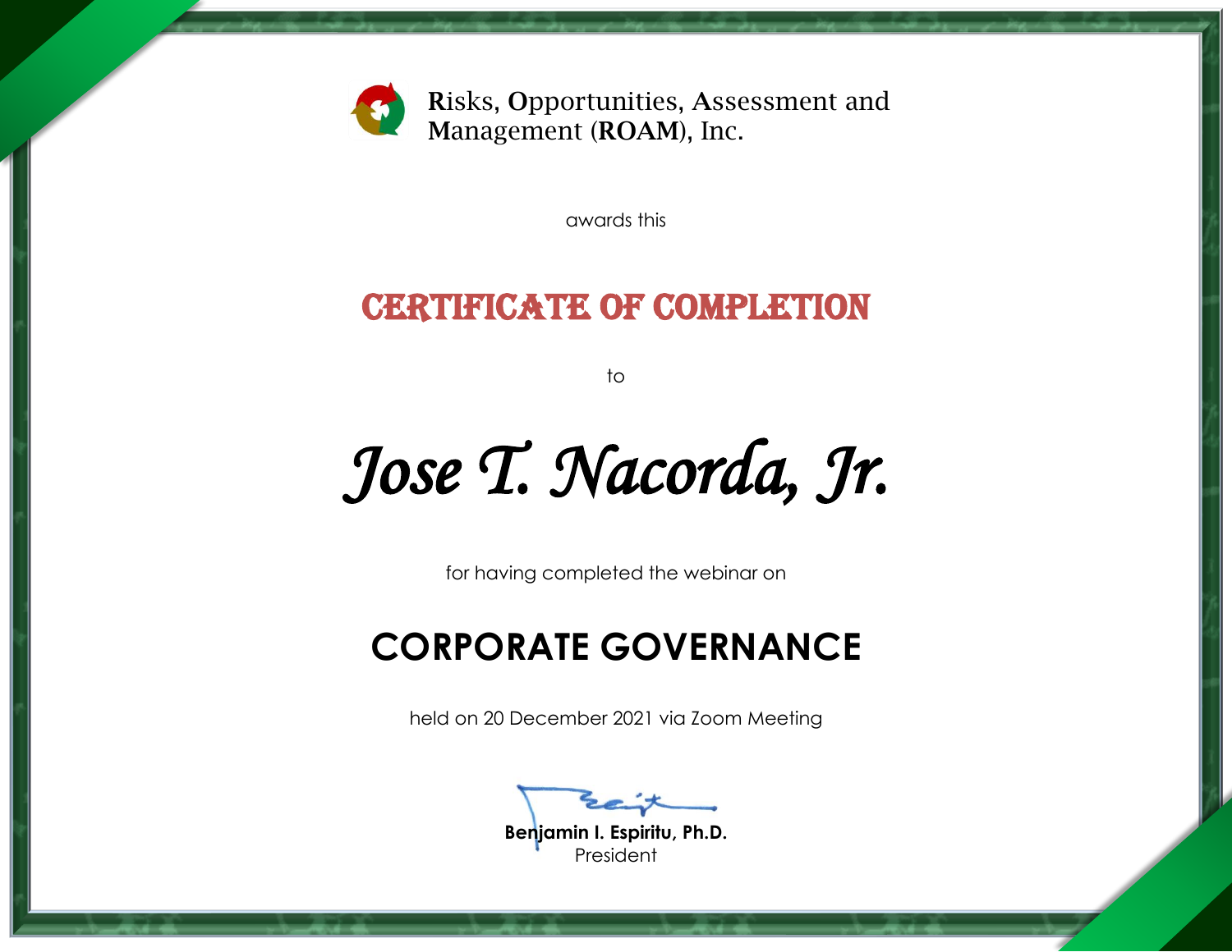Risks, Opportunities, Assessment and Management (ROAM), Inc.

awards this

# CERTIFICATE OF COMPLETION

to

## *Jose T. Nacorda, Jr.*

for having completed the webinar on

## CORPORATE GOVERNANCE

held on 20 December 2021 via Zoom Meeting

**Benjamin I. Espiritu, Ph.D.**
President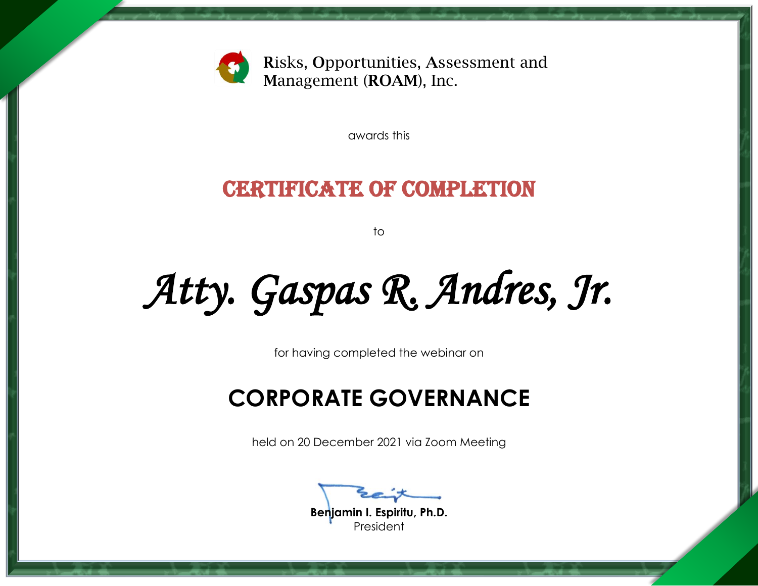Risks, Opportunities, Assessment and Management (ROAM), Inc.

awards this

# CERTIFICATE OF COMPLETION

to

## *Atty. Gaspas R. Andres, Jr.*

for having completed the webinar on

## CORPORATE GOVERNANCE

held on 20 December 2021 via Zoom Meeting

**Benjamin I. Espiritu, Ph.D.**
President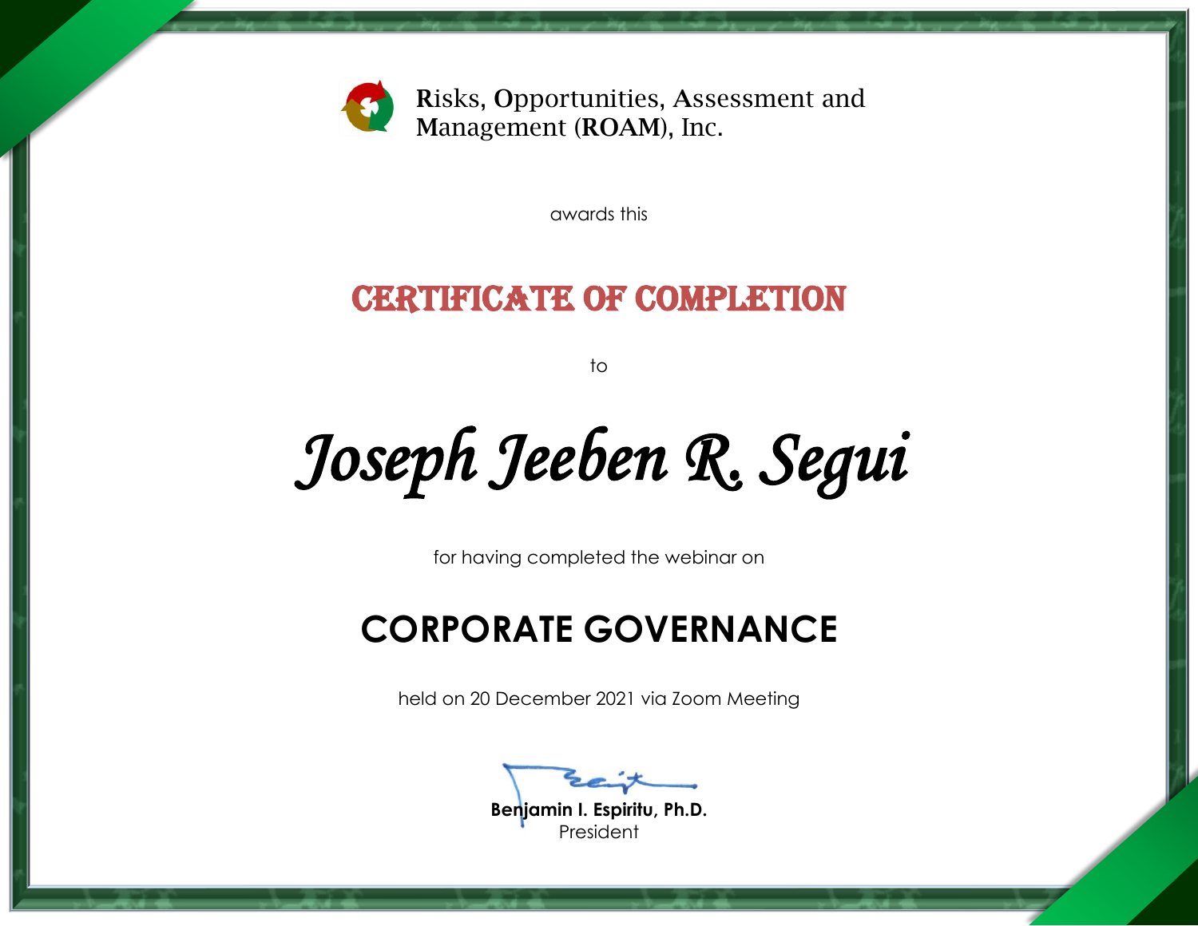Risks, Opportunities, Assessment and Management (ROAM), Inc.

awards this

# CERTIFICATE OF COMPLETION

to

## *Joseph Jeeben R. Segui*

for having completed the webinar on

## CORPORATE GOVERNANCE

held on 20 December 2021 via Zoom Meeting

**Benjamin I. Espiritu, Ph.D.**
President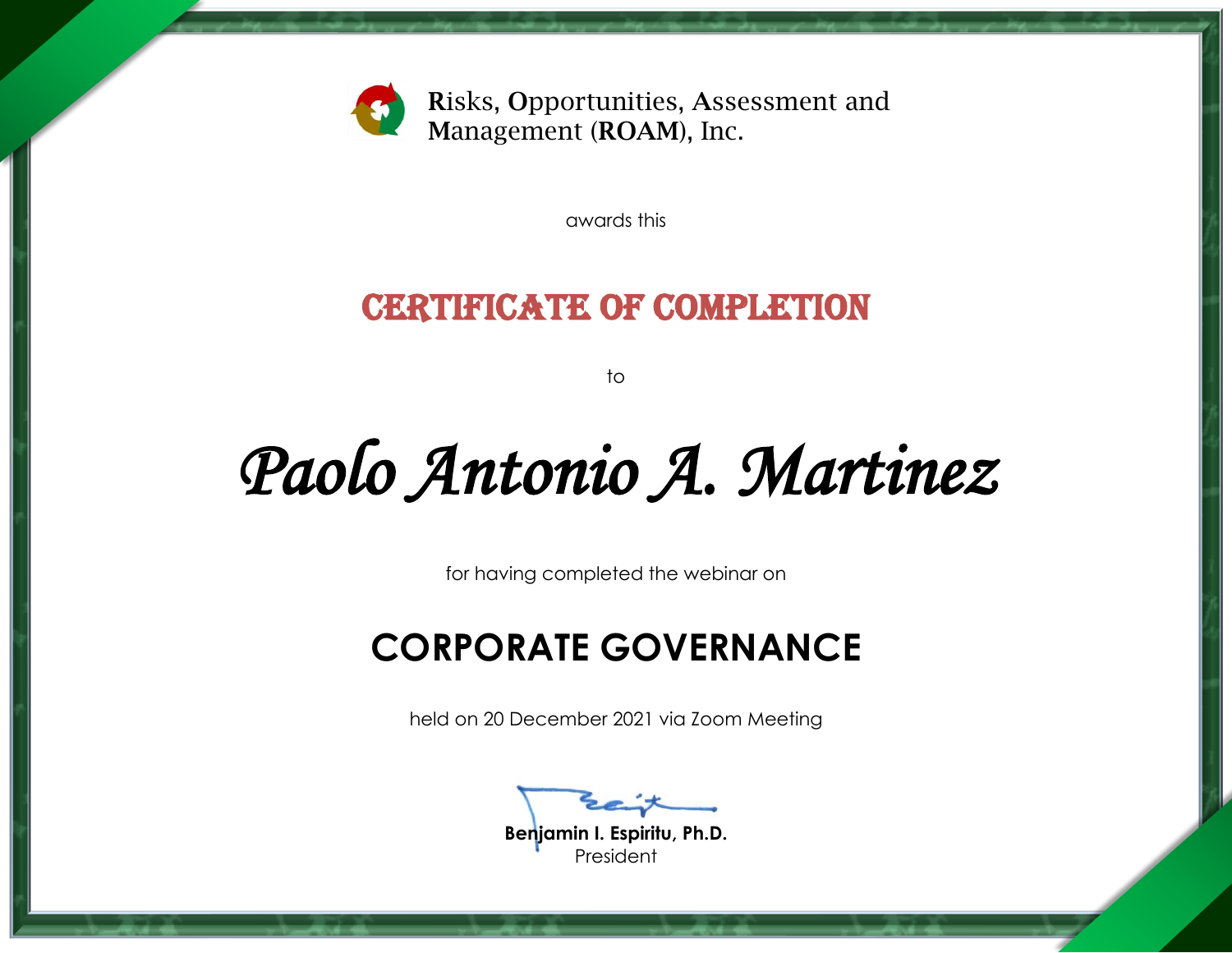Risks, Opportunities, Assessment and Management (ROAM), Inc.

awards this

# CERTIFICATE OF COMPLETION

to

## *Paolo Antonio A. Martinez*

for having completed the webinar on

## CORPORATE GOVERNANCE

held on 20 December 2021 via Zoom Meeting

**Benjamin I. Espiritu, Ph.D.**
President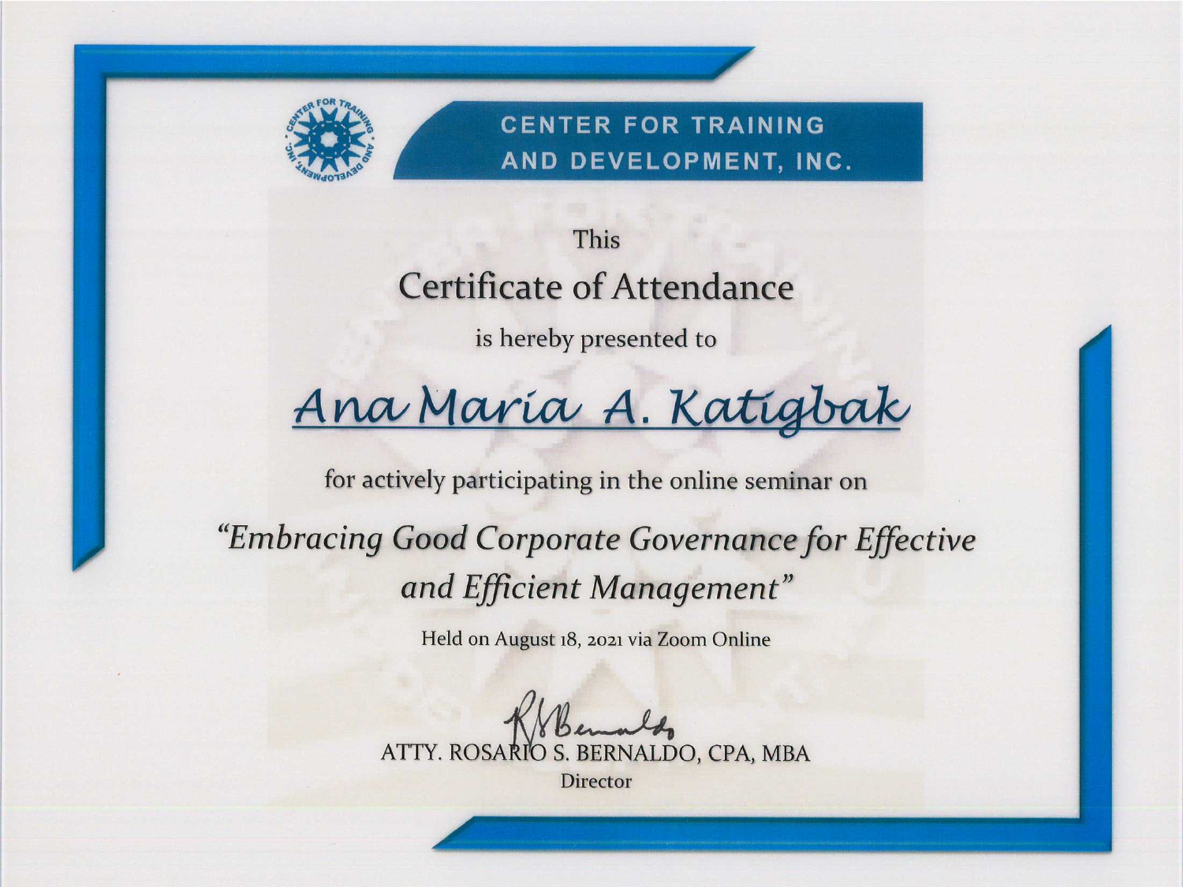**CENTER FOR TRAINING AND DEVELOPMENT, INC.**

This

# Certificate of Attendance

is hereby presented to

## *Ana Maria A. Katigbak*

for actively participating in the online seminar on

### *"Embracing Good Corporate Governance for Effective and Efficient Management"*

Held on August 18, 2021 via Zoom Online

ATTY. ROSARIO S. BERNALDO, CPA, MBA
Director